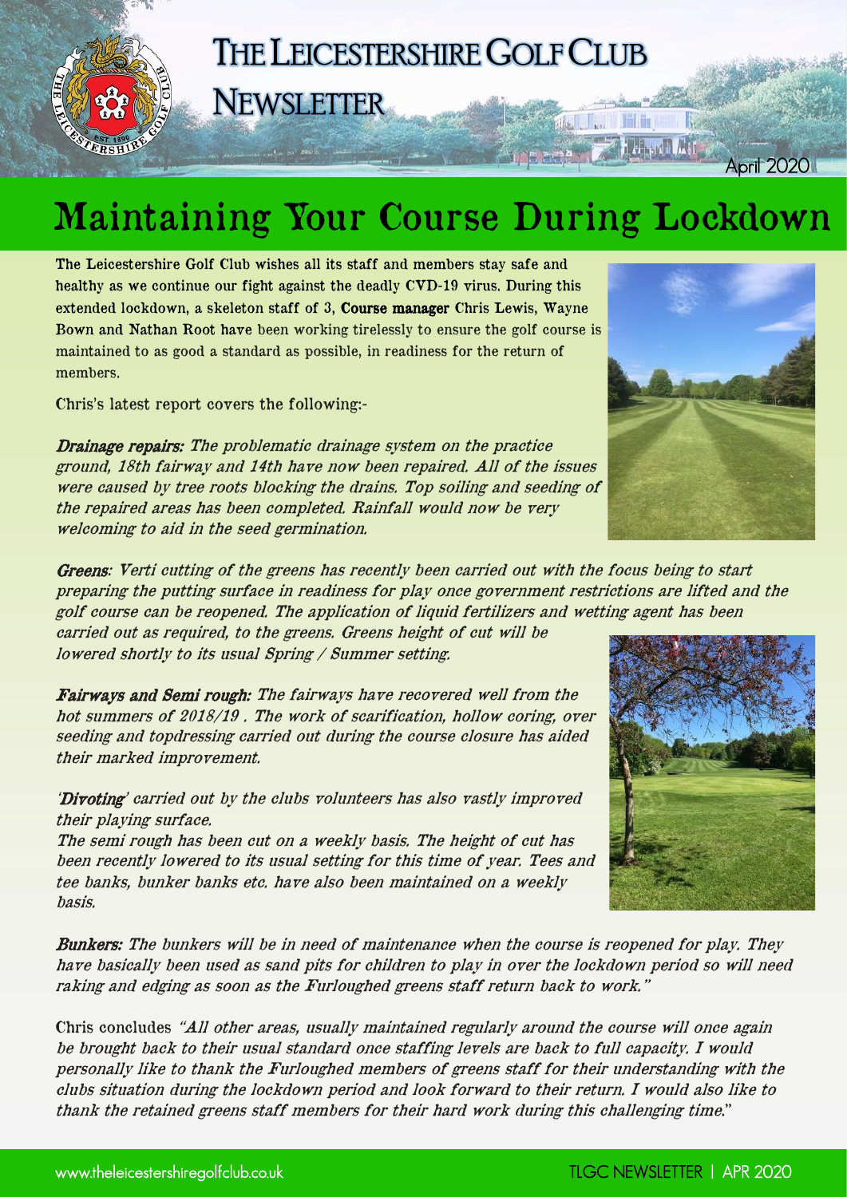# THE LEICESTERSHIRE GOLF CLUB NEWSLETTER

April 2020

# Maintaining Your Course During Lockdown

The Leicestershire Golf Club wishes all its staff and members stay safe and healthy as we continue our fight against the deadly CVD-19 virus. During this extended lockdown, a skeleton staff of 3, **Course manager** Chris Lewis, Wayne Bown and Nathan Root have been working tirelessly to ensure the golf course is maintained to as good a standard as possible, in readiness for the return of members.

Chris's latest report covers the following:-

***Drainage repairs:*** *The problematic drainage system on the practice ground, 18th fairway and 14th have now been repaired. All of the issues were caused by tree roots blocking the drains. Top soiling and seeding of the repaired areas has been completed. Rainfall would now be very welcoming to aid in the seed germination.*

***Greens****: Verti cutting of the greens has recently been carried out with the focus being to start preparing the putting surface in readiness for play once government restrictions are lifted and the golf course can be reopened. The application of liquid fertilizers and wetting agent has been carried out as required, to the greens. Greens height of cut will be lowered shortly to its usual Spring / Summer setting.*

***Fairways and Semi rough:*** *The fairways have recovered well from the hot summers of 2018/19 . The work of scarification, hollow coring, over seeding and topdressing carried out during the course closure has aided their marked improvement.*

*'**Divoting**' carried out by the clubs volunteers has also vastly improved their playing surface.*

*The semi rough has been cut on a weekly basis. The height of cut has been recently lowered to its usual setting for this time of year. Tees and tee banks, bunker banks etc. have also been maintained on a weekly basis.*

***Bunkers:*** *The bunkers will be in need of maintenance when the course is reopened for play. They have basically been used as sand pits for children to play in over the lockdown period so will need raking and edging as soon as the Furloughed greens staff return back to work."*

Chris concludes *"All other areas, usually maintained regularly around the course will once again be brought back to their usual standard once staffing levels are back to full capacity. I would personally like to thank the Furloughed members of greens staff for their understanding with the clubs situation during the lockdown period and look forward to their return. I would also like to thank the retained greens staff members for their hard work during this challenging time."*

www.theleicestershiregolfclub.co.uk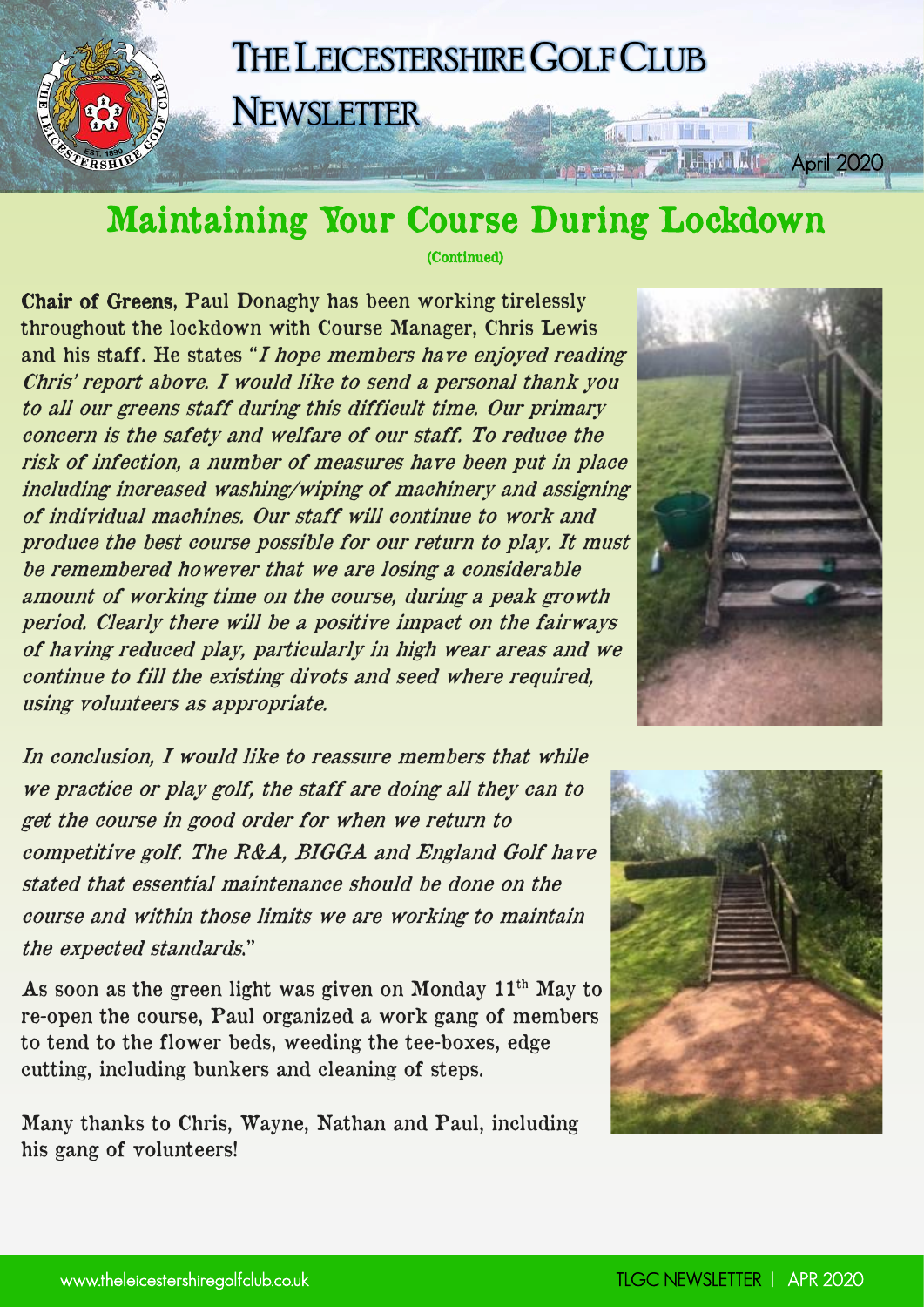# The Leicestershire Golf Club Newsletter

April 2020

## Maintaining Your Course During Lockdown

**(Continued)**

**Chair of Greens**, Paul Donaghy has been working tirelessly throughout the lockdown with Course Manager, Chris Lewis and his staff. He states "*I hope members have enjoyed reading Chris' report above. I would like to send a personal thank you to all our greens staff during this difficult time. Our primary concern is the safety and welfare of our staff. To reduce the risk of infection, a number of measures have been put in place including increased washing/wiping of machinery and assigning of individual machines. Our staff will continue to work and produce the best course possible for our return to play. It must be remembered however that we are losing a considerable amount of working time on the course, during a peak growth period. Clearly there will be a positive impact on the fairways of having reduced play, particularly in high wear areas and we continue to fill the existing divots and seed where required, using volunteers as appropriate.*

*In conclusion, I would like to reassure members that while we practice or play golf, the staff are doing all they can to get the course in good order for when we return to competitive golf. The R&A, BIGGA and England Golf have stated that essential maintenance should be done on the course and within those limits we are working to maintain the expected standards.*"

As soon as the green light was given on Monday 11th May to re-open the course, Paul organized a work gang of members to tend to the flower beds, weeding the tee-boxes, edge cutting, including bunkers and cleaning of steps.

Many thanks to Chris, Wayne, Nathan and Paul, including his gang of volunteers!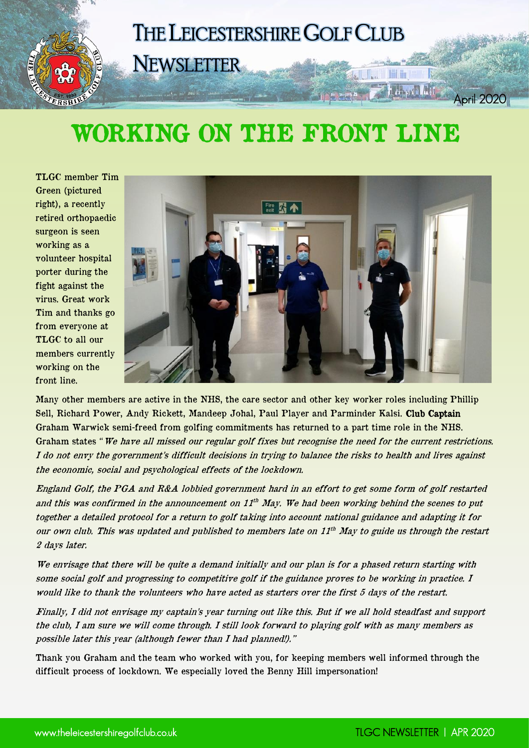# WORKING ON THE FRONT LINE

**TLGC** member Tim Green (pictured right), a recently retired orthopaedic surgeon is seen working as a volunteer hospital porter during the fight against the virus. Great work Tim and thanks go from everyone at TLGC to all our members currently working on the front line.

Many other members are active in the NHS, the care sector and other key worker roles including Phillip Sell, Richard Power, Andy Rickett, Mandeep Johal, Paul Player and Parminder Kalsi. **Club Captain** Graham Warwick semi-freed from golfing commitments has returned to a part time role in the NHS. Graham states "*We have all missed our regular golf fixes but recognise the need for the current restrictions. I do not envy the government's difficult decisions in trying to balance the risks to health and lives against the economic, social and psychological effects of the lockdown.*

*England Golf, the PGA and R&A lobbied government hard in an effort to get some form of golf restarted and this was confirmed in the announcement on 11th May. We had been working behind the scenes to put together a detailed protocol for a return to golf taking into account national guidance and adapting it for our own club. This was updated and published to members late on 11th May to guide us through the restart 2 days later.*

*We envisage that there will be quite a demand initially and our plan is for a phased return starting with some social golf and progressing to competitive golf if the guidance proves to be working in practice. I would like to thank the volunteers who have acted as starters over the first 5 days of the restart.*

*Finally, I did not envisage my captain's year turning out like this. But if we all hold steadfast and support the club, I am sure we will come through. I still look forward to playing golf with as many members as possible later this year (although fewer than I had planned!).*"

Thank you Graham and the team who worked with you, for keeping members well informed through the difficult process of lockdown. We especially loved the Benny Hill impersonation!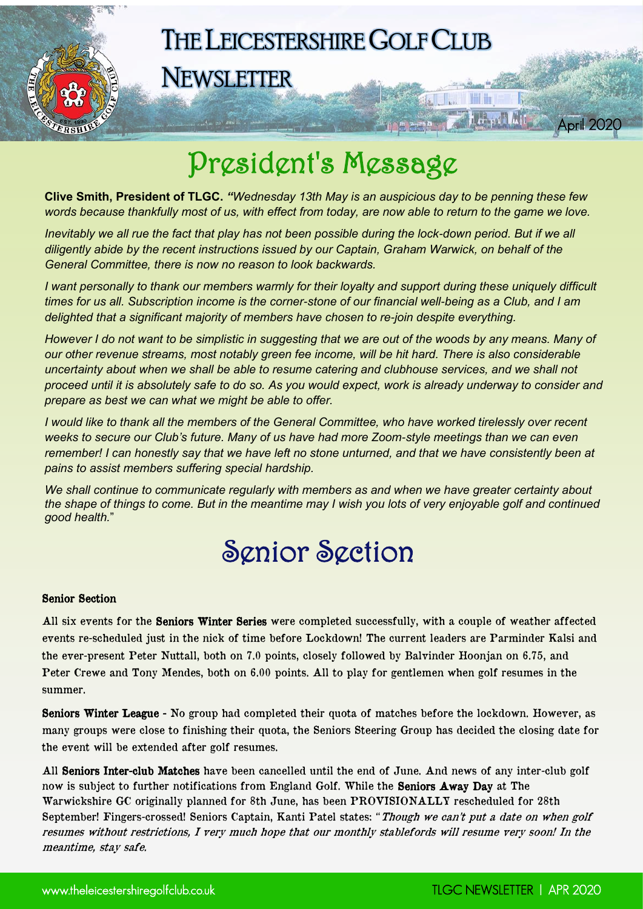# President's Message

**Clive Smith, President of TLGC.** *"Wednesday 13th May is an auspicious day to be penning these few words because thankfully most of us, with effect from today, are now able to return to the game we love.*

*Inevitably we all rue the fact that play has not been possible during the lock-down period. But if we all diligently abide by the recent instructions issued by our Captain, Graham Warwick, on behalf of the General Committee, there is now no reason to look backwards.*

*I want personally to thank our members warmly for their loyalty and support during these uniquely difficult times for us all. Subscription income is the corner-stone of our financial well-being as a Club, and I am delighted that a significant majority of members have chosen to re-join despite everything.*

*However I do not want to be simplistic in suggesting that we are out of the woods by any means. Many of our other revenue streams, most notably green fee income, will be hit hard. There is also considerable uncertainty about when we shall be able to resume catering and clubhouse services, and we shall not proceed until it is absolutely safe to do so. As you would expect, work is already underway to consider and prepare as best we can what we might be able to offer.*

*I would like to thank all the members of the General Committee, who have worked tirelessly over recent weeks to secure our Club's future. Many of us have had more Zoom-style meetings than we can even remember! I can honestly say that we have left no stone unturned, and that we have consistently been at pains to assist members suffering special hardship.*

*We shall continue to communicate regularly with members as and when we have greater certainty about the shape of things to come. But in the meantime may I wish you lots of very enjoyable golf and continued good health.*"

# Senior Section

**Senior Section**

All six events for the **Seniors Winter Series** were completed successfully, with a couple of weather affected events re-scheduled just in the nick of time before Lockdown! The current leaders are Parminder Kalsi and the ever-present Peter Nuttall, both on 7.0 points, closely followed by Balvinder Hoonjan on 6.75, and Peter Crewe and Tony Mendes, both on 6.00 points. All to play for gentlemen when golf resumes in the summer.

**Seniors Winter League** - No group had completed their quota of matches before the lockdown. However, as many groups were close to finishing their quota, the Seniors Steering Group has decided the closing date for the event will be extended after golf resumes.

All **Seniors Inter-club Matches** have been cancelled until the end of June. And news of any inter-club golf now is subject to further notifications from England Golf. While the **Seniors Away Day** at The Warwickshire GC originally planned for 8th June, has been PROVISIONALLY rescheduled for 28th September! Fingers-crossed! Seniors Captain, Kanti Patel states: "*Though we can't put a date on when golf resumes without restrictions, I very much hope that our monthly stablefords will resume very soon! In the meantime, stay safe.*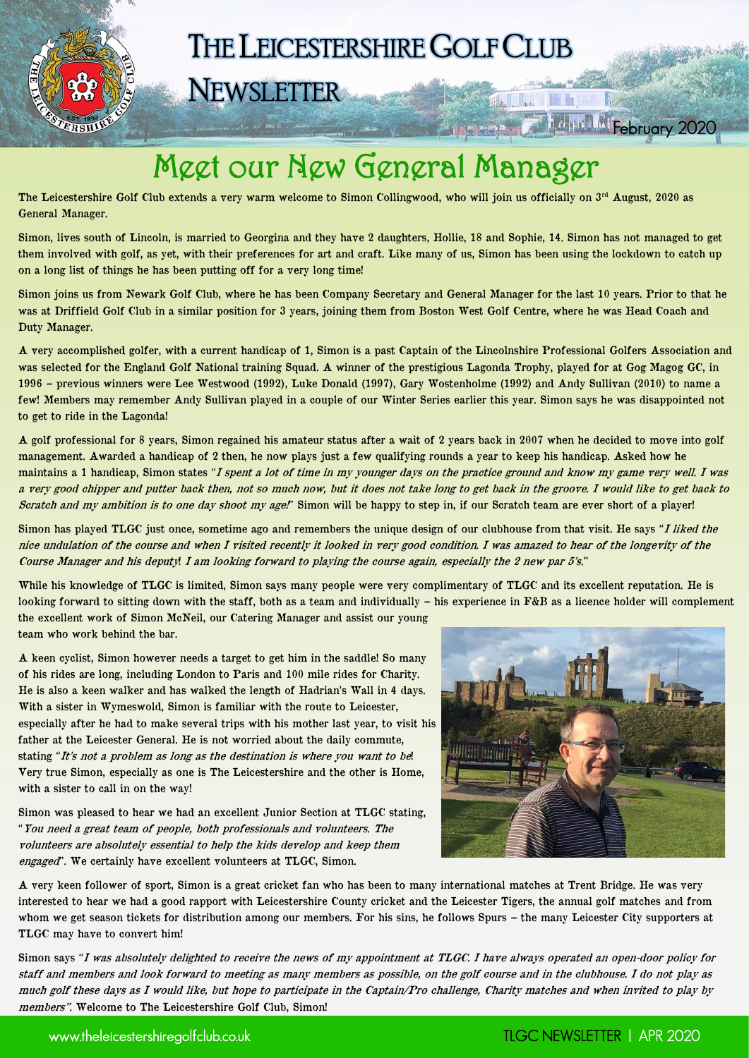# THE LEICESTERSHIRE GOLF CLUB NEWSLETTER

February 2020

## Meet our New General Manager

The Leicestershire Golf Club extends a very warm welcome to Simon Collingwood, who will join us officially on 3rd August, 2020 as General Manager.

Simon, lives south of Lincoln, is married to Georgina and they have 2 daughters, Hollie, 18 and Sophie, 14. Simon has not managed to get them involved with golf, as yet, with their preferences for art and craft. Like many of us, Simon has been using the lockdown to catch up on a long list of things he has been putting off for a very long time!

Simon joins us from Newark Golf Club, where he has been Company Secretary and General Manager for the last 10 years. Prior to that he was at Driffield Golf Club in a similar position for 3 years, joining them from Boston West Golf Centre, where he was Head Coach and Duty Manager.

A very accomplished golfer, with a current handicap of 1, Simon is a past Captain of the Lincolnshire Professional Golfers Association and was selected for the England Golf National training Squad. A winner of the prestigious Lagonda Trophy, played for at Gog Magog GC, in 1996 – previous winners were Lee Westwood (1992), Luke Donald (1997), Gary Wostenholme (1992) and Andy Sullivan (2010) to name a few! Members may remember Andy Sullivan played in a couple of our Winter Series earlier this year. Simon says he was disappointed not to get to ride in the Lagonda!

A golf professional for 8 years, Simon regained his amateur status after a wait of 2 years back in 2007 when he decided to move into golf management. Awarded a handicap of 2 then, he now plays just a few qualifying rounds a year to keep his handicap. Asked how he maintains a 1 handicap, Simon states "*I spent a lot of time in my younger days on the practice ground and know my game very well. I was a very good chipper and putter back then, not so much now, but it does not take long to get back in the groove. I would like to get back to Scratch and my ambition is to one day shoot my age!*" Simon will be happy to step in, if our Scratch team are ever short of a player!

Simon has played TLGC just once, sometime ago and remembers the unique design of our clubhouse from that visit. He says "*I liked the nice undulation of the course and when I visited recently it looked in very good condition. I was amazed to hear of the longevity of the Course Manager and his deputy! I am looking forward to playing the course again, especially the 2 new par 5's.*"

While his knowledge of TLGC is limited, Simon says many people were very complimentary of TLGC and its excellent reputation. He is looking forward to sitting down with the staff, both as a team and individually – his experience in F&B as a licence holder will complement the excellent work of Simon McNeil, our Catering Manager and assist our young team who work behind the bar.

A keen cyclist, Simon however needs a target to get him in the saddle! So many of his rides are long, including London to Paris and 100 mile rides for Charity. He is also a keen walker and has walked the length of Hadrian's Wall in 4 days. With a sister in Wymeswold, Simon is familiar with the route to Leicester, especially after he had to make several trips with his mother last year, to visit his father at the Leicester General. He is not worried about the daily commute, stating "*It's not a problem as long as the destination is where you want to be*! Very true Simon, especially as one is The Leicestershire and the other is Home, with a sister to call in on the way!

Simon was pleased to hear we had an excellent Junior Section at TLGC stating, "*You need a great team of people, both professionals and volunteers. The volunteers are absolutely essential to help the kids develop and keep them engaged*". We certainly have excellent volunteers at TLGC, Simon.

A very keen follower of sport, Simon is a great cricket fan who has been to many international matches at Trent Bridge. He was very interested to hear we had a good rapport with Leicestershire County cricket and the Leicester Tigers, the annual golf matches and from whom we get season tickets for distribution among our members. For his sins, he follows Spurs – the many Leicester City supporters at TLGC may have to convert him!

Simon says "*I was absolutely delighted to receive the news of my appointment at TLGC. I have always operated an open-door policy for staff and members and look forward to meeting as many members as possible, on the golf course and in the clubhouse. I do not play as much golf these days as I would like, but hope to participate in the Captain/Pro challenge, Charity matches and when invited to play by members".* Welcome to The Leicestershire Golf Club, Simon!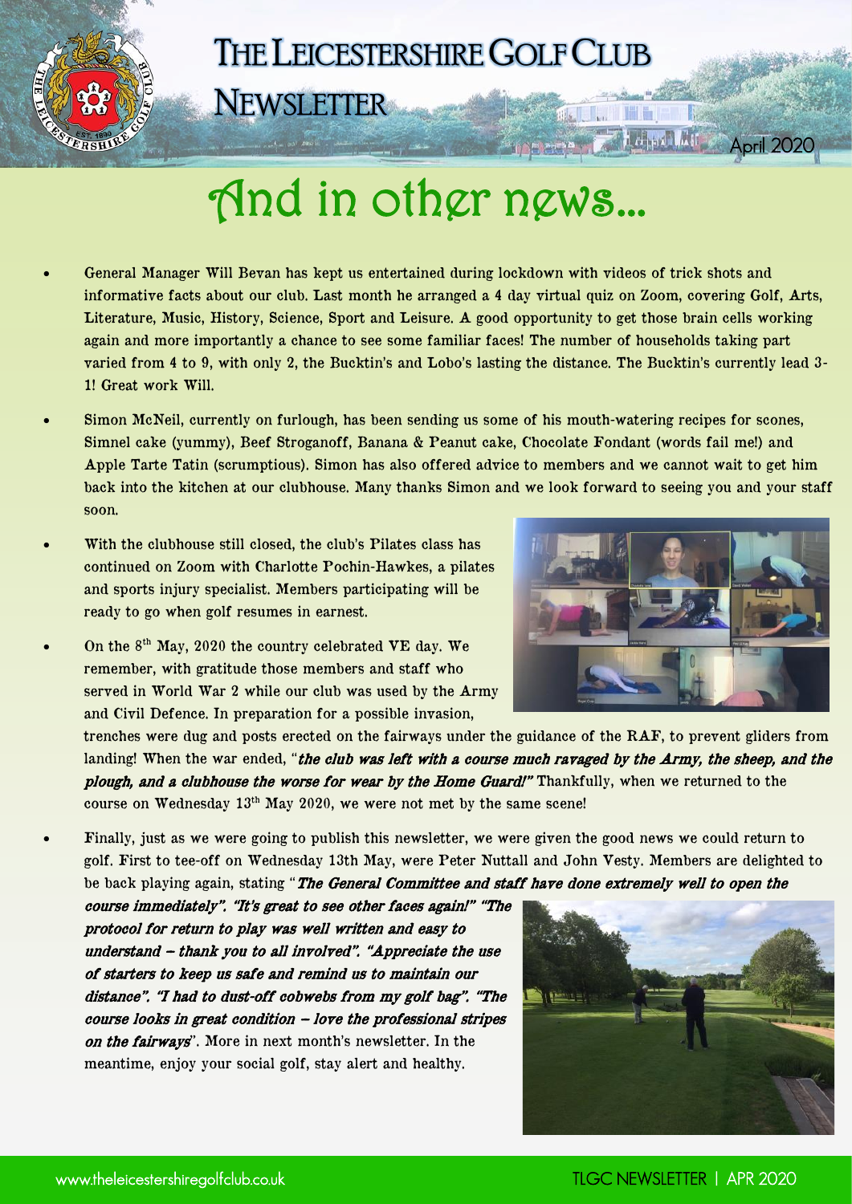# And in other news...

- General Manager Will Bevan has kept us entertained during lockdown with videos of trick shots and informative facts about our club. Last month he arranged a 4 day virtual quiz on Zoom, covering Golf, Arts, Literature, Music, History, Science, Sport and Leisure. A good opportunity to get those brain cells working again and more importantly a chance to see some familiar faces! The number of households taking part varied from 4 to 9, with only 2, the Bucktin's and Lobo's lasting the distance. The Bucktin's currently lead 3-1! Great work Will.

- Simon McNeil, currently on furlough, has been sending us some of his mouth-watering recipes for scones, Simnel cake (yummy), Beef Stroganoff, Banana & Peanut cake, Chocolate Fondant (words fail me!) and Apple Tarte Tatin (scrumptious). Simon has also offered advice to members and we cannot wait to get him back into the kitchen at our clubhouse. Many thanks Simon and we look forward to seeing you and your staff soon.

- With the clubhouse still closed, the club's Pilates class has continued on Zoom with Charlotte Pochin-Hawkes, a pilates and sports injury specialist. Members participating will be ready to go when golf resumes in earnest.

- On the 8th May, 2020 the country celebrated VE day. We remember, with gratitude those members and staff who served in World War 2 while our club was used by the Army and Civil Defence. In preparation for a possible invasion, trenches were dug and posts erected on the fairways under the guidance of the RAF, to prevent gliders from landing! When the war ended, "***the club was left with a course much ravaged by the Army, the sheep, and the plough, and a clubhouse the worse for wear by the Home Guard!"*** Thankfully, when we returned to the course on Wednesday 13th May 2020, we were not met by the same scene!

- Finally, just as we were going to publish this newsletter, we were given the good news we could return to golf. First to tee-off on Wednesday 13th May, were Peter Nuttall and John Vesty. Members are delighted to be back playing again, stating "***The General Committee and staff have done extremely well to open the course immediately". "It's great to see other faces again!" "The protocol for return to play was well written and easy to understand – thank you to all involved". "Appreciate the use of starters to keep us safe and remind us to maintain our distance". "I had to dust-off cobwebs from my golf bag". "The course looks in great condition – love the professional stripes on the fairways***". More in next month's newsletter. In the meantime, enjoy your social golf, stay alert and healthy.